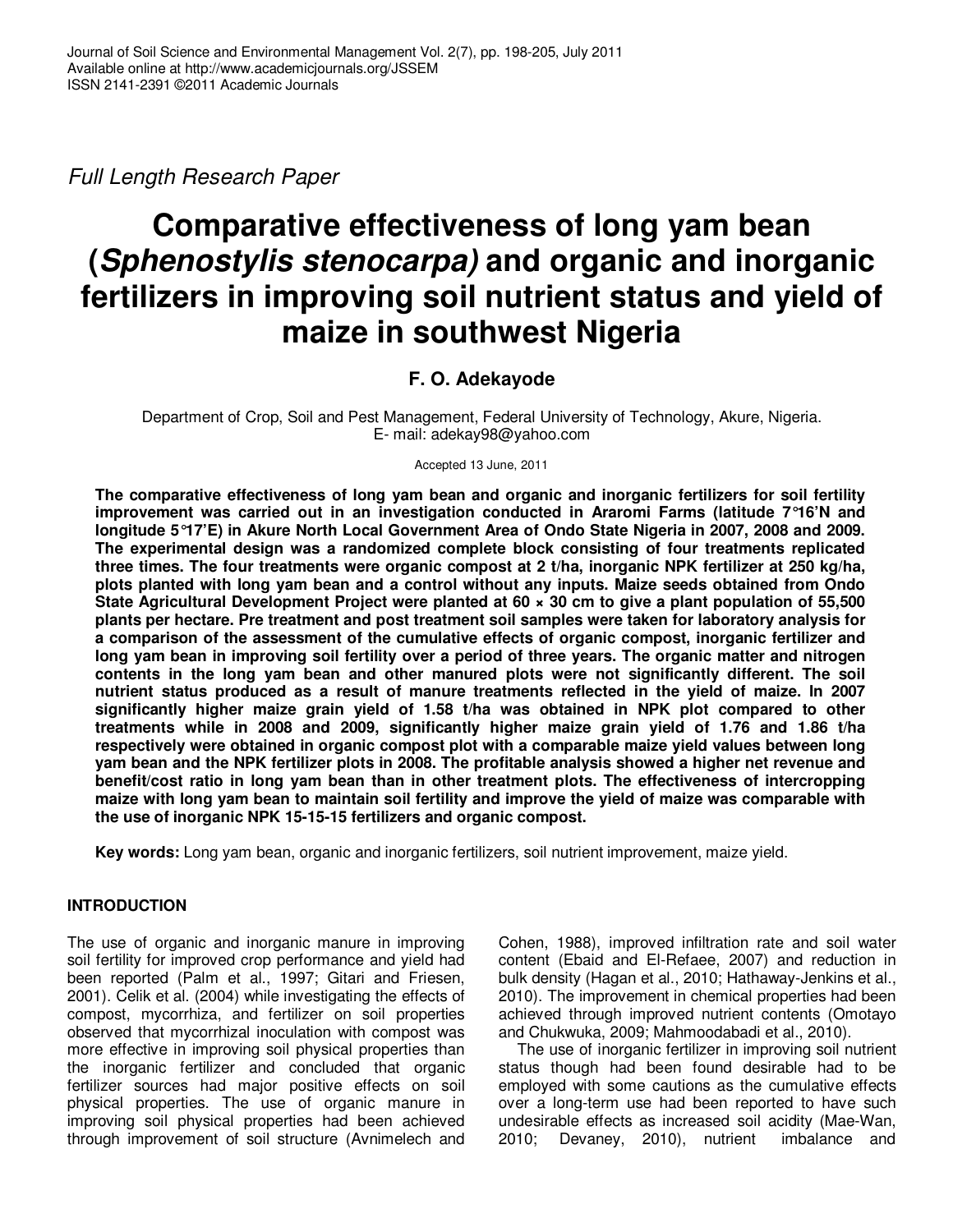*Full Length Research Paper*

# Comparative effectiveness of long yam bean (*Sphenostylis stenocarpa)* and organic and inorganic fertilizers in improving soil nutrient status and yield of maize in southwest Nigeria

**F. O. Adekayode**

Department of Crop, Soil and Pest Management, Federal University of Technology, Akure, Nigeria.
E- mail: adekay98@yahoo.com

Accepted 13 June, 2011

**The comparative effectiveness of long yam bean and organic and inorganic fertilizers for soil fertility improvement was carried out in an investigation conducted in Araromi Farms (latitude 7°16'N and longitude 5°17'E) in Akure North Local Government Area of Ondo State Nigeria in 2007, 2008 and 2009. The experimental design was a randomized complete block consisting of four treatments replicated three times. The four treatments were organic compost at 2 t/ha, inorganic NPK fertilizer at 250 kg/ha, plots planted with long yam bean and a control without any inputs. Maize seeds obtained from Ondo State Agricultural Development Project were planted at 60 × 30 cm to give a plant population of 55,500 plants per hectare. Pre treatment and post treatment soil samples were taken for laboratory analysis for a comparison of the assessment of the cumulative effects of organic compost, inorganic fertilizer and long yam bean in improving soil fertility over a period of three years. The organic matter and nitrogen contents in the long yam bean and other manured plots were not significantly different. The soil nutrient status produced as a result of manure treatments reflected in the yield of maize. In 2007 significantly higher maize grain yield of 1.58 t/ha was obtained in NPK plot compared to other treatments while in 2008 and 2009, significantly higher maize grain yield of 1.76 and 1.86 t/ha respectively were obtained in organic compost plot with a comparable maize yield values between long yam bean and the NPK fertilizer plots in 2008. The profitable analysis showed a higher net revenue and benefit/cost ratio in long yam bean than in other treatment plots. The effectiveness of intercropping maize with long yam bean to maintain soil fertility and improve the yield of maize was comparable with the use of inorganic NPK 15-15-15 fertilizers and organic compost.**

**Key words:** Long yam bean, organic and inorganic fertilizers, soil nutrient improvement, maize yield.

## INTRODUCTION

The use of organic and inorganic manure in improving soil fertility for improved crop performance and yield had been reported (Palm et al., 1997; Gitari and Friesen, 2001). Celik et al. (2004) while investigating the effects of compost, mycorrhiza, and fertilizer on soil properties observed that mycorrhizal inoculation with compost was more effective in improving soil physical properties than the inorganic fertilizer and concluded that organic fertilizer sources had major positive effects on soil physical properties. The use of organic manure in improving soil physical properties had been achieved through improvement of soil structure (Avnimelech and Cohen, 1988), improved infiltration rate and soil water content (Ebaid and El-Refaee, 2007) and reduction in bulk density (Hagan et al., 2010; Hathaway-Jenkins et al., 2010). The improvement in chemical properties had been achieved through improved nutrient contents (Omotayo and Chukwuka, 2009; Mahmoodabadi et al., 2010).

The use of inorganic fertilizer in improving soil nutrient status though had been found desirable had to be employed with some cautions as the cumulative effects over a long-term use had been reported to have such undesirable effects as increased soil acidity (Mae-Wan, 2010; Devaney, 2010), nutrient imbalance and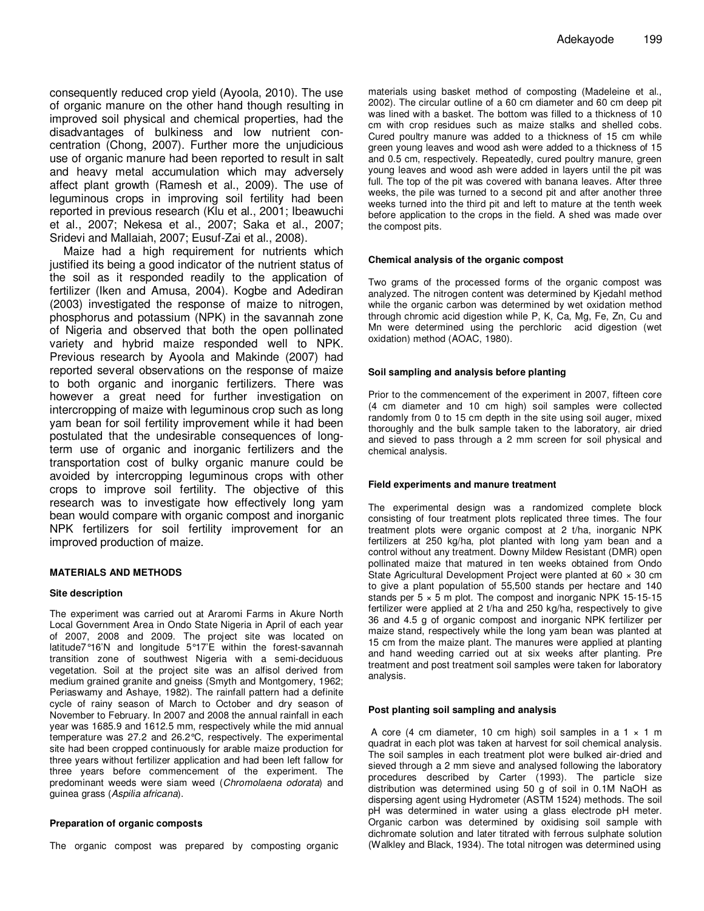consequently reduced crop yield (Ayoola, 2010). The use of organic manure on the other hand though resulting in improved soil physical and chemical properties, had the disadvantages of bulkiness and low nutrient concentration (Chong, 2007). Further more the unjudicious use of organic manure had been reported to result in salt and heavy metal accumulation which may adversely affect plant growth (Ramesh et al., 2009). The use of leguminous crops in improving soil fertility had been reported in previous research (Klu et al., 2001; Ibeawuchi et al., 2007; Nekesa et al., 2007; Saka et al., 2007; Sridevi and Mallaiah, 2007; Eusuf-Zai et al., 2008).

Maize had a high requirement for nutrients which justified its being a good indicator of the nutrient status of the soil as it responded readily to the application of fertilizer (Iken and Amusa, 2004). Kogbe and Adediran (2003) investigated the response of maize to nitrogen, phosphorus and potassium (NPK) in the savannah zone of Nigeria and observed that both the open pollinated variety and hybrid maize responded well to NPK. Previous research by Ayoola and Makinde (2007) had reported several observations on the response of maize to both organic and inorganic fertilizers. There was however a great need for further investigation on intercropping of maize with leguminous crop such as long yam bean for soil fertility improvement while it had been postulated that the undesirable consequences of long-term use of organic and inorganic fertilizers and the transportation cost of bulky organic manure could be avoided by intercropping leguminous crops with other crops to improve soil fertility. The objective of this research was to investigate how effectively long yam bean would compare with organic compost and inorganic NPK fertilizers for soil fertility improvement for an improved production of maize.

## MATERIALS AND METHODS

### Site description

The experiment was carried out at Araromi Farms in Akure North Local Government Area in Ondo State Nigeria in April of each year of 2007, 2008 and 2009. The project site was located on latitude7°16'N and longitude 5°17'E within the forest-savannah transition zone of southwest Nigeria with a semi-deciduous vegetation. Soil at the project site was an alfisol derived from medium grained granite and gneiss (Smyth and Montgomery, 1962; Periaswamy and Ashaye, 1982). The rainfall pattern had a definite cycle of rainy season of March to October and dry season of November to February. In 2007 and 2008 the annual rainfall in each year was 1685.9 and 1612.5 mm, respectively while the mid annual temperature was 27.2 and 26.2°C, respectively. The experimental site had been cropped continuously for arable maize production for three years without fertilizer application and had been left fallow for three years before commencement of the experiment. The predominant weeds were siam weed (*Chromolaena odorata*) and guinea grass (*Aspilia africana*).

### Preparation of organic composts

The organic compost was prepared by composting organic materials using basket method of composting (Madeleine et al., 2002). The circular outline of a 60 cm diameter and 60 cm deep pit was lined with a basket. The bottom was filled to a thickness of 10 cm with crop residues such as maize stalks and shelled cobs. Cured poultry manure was added to a thickness of 15 cm while green young leaves and wood ash were added to a thickness of 15 and 0.5 cm, respectively. Repeatedly, cured poultry manure, green young leaves and wood ash were added in layers until the pit was full. The top of the pit was covered with banana leaves. After three weeks, the pile was turned to a second pit and after another three weeks turned into the third pit and left to mature at the tenth week before application to the crops in the field. A shed was made over the compost pits.

### Chemical analysis of the organic compost

Two grams of the processed forms of the organic compost was analyzed. The nitrogen content was determined by Kjedahl method while the organic carbon was determined by wet oxidation method through chromic acid digestion while P, K, Ca, Mg, Fe, Zn, Cu and Mn were determined using the perchloric acid digestion (wet oxidation) method (AOAC, 1980).

### Soil sampling and analysis before planting

Prior to the commencement of the experiment in 2007, fifteen core (4 cm diameter and 10 cm high) soil samples were collected randomly from 0 to 15 cm depth in the site using soil auger, mixed thoroughly and the bulk sample taken to the laboratory, air dried and sieved to pass through a 2 mm screen for soil physical and chemical analysis.

### Field experiments and manure treatment

The experimental design was a randomized complete block consisting of four treatment plots replicated three times. The four treatment plots were organic compost at 2 t/ha, inorganic NPK fertilizers at 250 kg/ha, plot planted with long yam bean and a control without any treatment. Downy Mildew Resistant (DMR) open pollinated maize that matured in ten weeks obtained from Ondo State Agricultural Development Project were planted at 60 × 30 cm to give a plant population of 55,500 stands per hectare and 140 stands per 5 × 5 m plot. The compost and inorganic NPK 15-15-15 fertilizer were applied at 2 t/ha and 250 kg/ha, respectively to give 36 and 4.5 g of organic compost and inorganic NPK fertilizer per maize stand, respectively while the long yam bean was planted at 15 cm from the maize plant. The manures were applied at planting and hand weeding carried out at six weeks after planting. Pre treatment and post treatment soil samples were taken for laboratory analysis.

### Post planting soil sampling and analysis

A core (4 cm diameter, 10 cm high) soil samples in a 1 × 1 m quadrat in each plot was taken at harvest for soil chemical analysis. The soil samples in each treatment plot were bulked air-dried and sieved through a 2 mm sieve and analysed following the laboratory procedures described by Carter (1993). The particle size distribution was determined using 50 g of soil in 0.1M NaOH as dispersing agent using Hydrometer (ASTM 1524) methods. The soil pH was determined in water using a glass electrode pH meter. Organic carbon was determined by oxidising soil sample with dichromate solution and later titrated with ferrous sulphate solution (Walkley and Black, 1934). The total nitrogen was determined using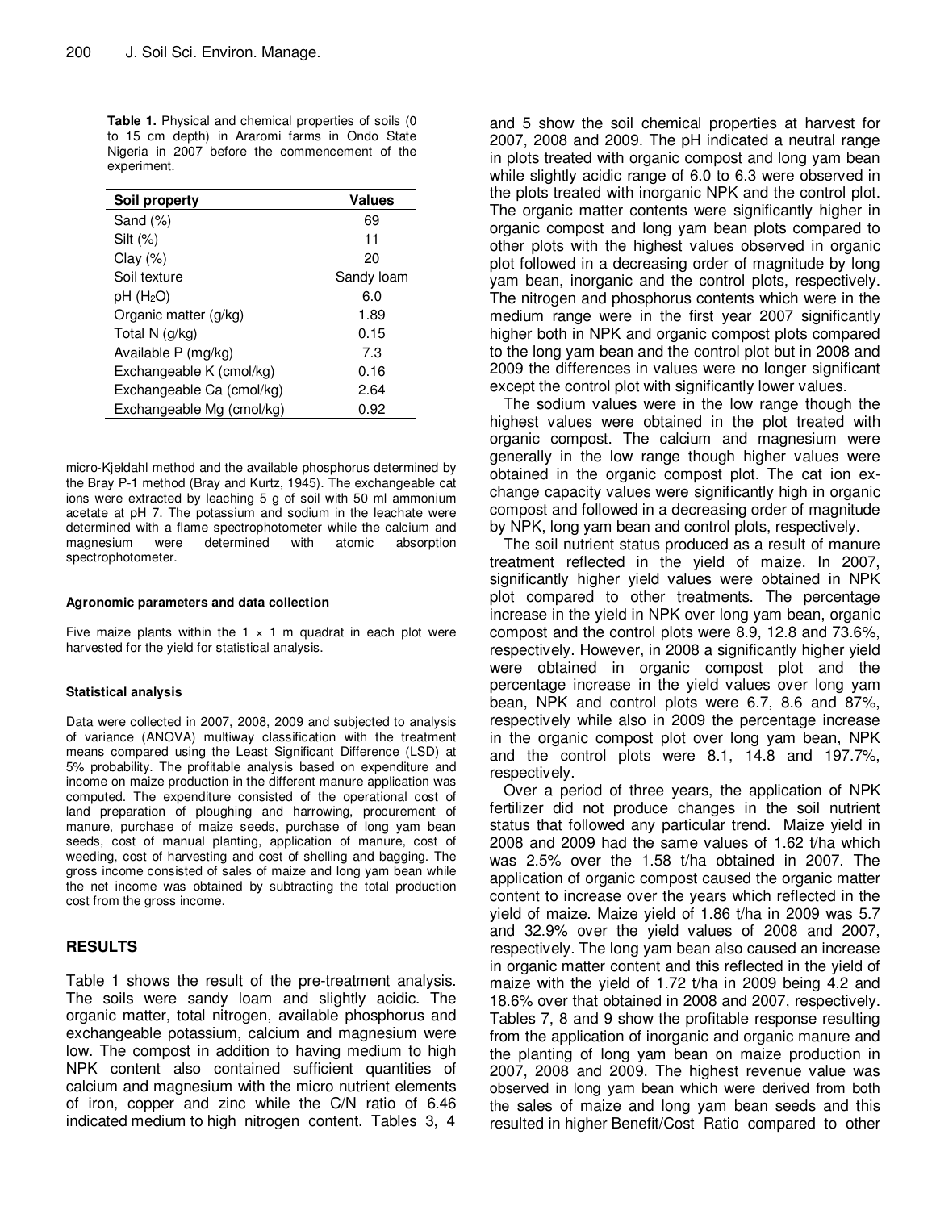**Table 1.** Physical and chemical properties of soils (0 to 15 cm depth) in Araromi farms in Ondo State Nigeria in 2007 before the commencement of the experiment.

| Soil property | Values |
|---|---|
| Sand (%) | 69 |
| Silt (%) | 11 |
| Clay (%) | 20 |
| Soil texture | Sandy loam |
| pH ($H_2O$) | 6.0 |
| Organic matter (g/kg) | 1.89 |
| Total N (g/kg) | 0.15 |
| Available P (mg/kg) | 7.3 |
| Exchangeable K (cmol/kg) | 0.16 |
| Exchangeable Ca (cmol/kg) | 2.64 |
| Exchangeable Mg (cmol/kg) | 0.92 |

micro-Kjeldahl method and the available phosphorus determined by the Bray P-1 method (Bray and Kurtz, 1945). The exchangeable cat ions were extracted by leaching 5 g of soil with 50 ml ammonium acetate at pH 7. The potassium and sodium in the leachate were determined with a flame spectrophotometer while the calcium and magnesium were determined with atomic absorption spectrophotometer.

#### Agronomic parameters and data collection

Five maize plants within the 1 × 1 m quadrat in each plot were harvested for the yield for statistical analysis.

#### Statistical analysis

Data were collected in 2007, 2008, 2009 and subjected to analysis of variance (ANOVA) multiway classification with the treatment means compared using the Least Significant Difference (LSD) at 5% probability. The profitable analysis based on expenditure and income on maize production in the different manure application was computed. The expenditure consisted of the operational cost of land preparation of ploughing and harrowing, procurement of manure, purchase of maize seeds, purchase of long yam bean seeds, cost of manual planting, application of manure, cost of weeding, cost of harvesting and cost of shelling and bagging. The gross income consisted of sales of maize and long yam bean while the net income was obtained by subtracting the total production cost from the gross income.

## RESULTS

Table 1 shows the result of the pre-treatment analysis. The soils were sandy loam and slightly acidic. The organic matter, total nitrogen, available phosphorus and exchangeable potassium, calcium and magnesium were low. The compost in addition to having medium to high NPK content also contained sufficient quantities of calcium and magnesium with the micro nutrient elements of iron, copper and zinc while the C/N ratio of 6.46 indicated medium to high nitrogen content. Tables 3, 4 and 5 show the soil chemical properties at harvest for 2007, 2008 and 2009. The pH indicated a neutral range in plots treated with organic compost and long yam bean while slightly acidic range of 6.0 to 6.3 were observed in the plots treated with inorganic NPK and the control plot. The organic matter contents were significantly higher in organic compost and long yam bean plots compared to other plots with the highest values observed in organic plot followed in a decreasing order of magnitude by long yam bean, inorganic and the control plots, respectively. The nitrogen and phosphorus contents which were in the medium range were in the first year 2007 significantly higher both in NPK and organic compost plots compared to the long yam bean and the control plot but in 2008 and 2009 the differences in values were no longer significant except the control plot with significantly lower values.

The sodium values were in the low range though the highest values were obtained in the plot treated with organic compost. The calcium and magnesium were generally in the low range though higher values were obtained in the organic compost plot. The cat ion exchange capacity values were significantly high in organic compost and followed in a decreasing order of magnitude by NPK, long yam bean and control plots, respectively.

The soil nutrient status produced as a result of manure treatment reflected in the yield of maize. In 2007, significantly higher yield values were obtained in NPK plot compared to other treatments. The percentage increase in the yield in NPK over long yam bean, organic compost and the control plots were 8.9, 12.8 and 73.6%, respectively. However, in 2008 a significantly higher yield were obtained in organic compost plot and the percentage increase in the yield values over long yam bean, NPK and control plots were 6.7, 8.6 and 87%, respectively while also in 2009 the percentage increase in the organic compost plot over long yam bean, NPK and the control plots were 8.1, 14.8 and 197.7%, respectively.

Over a period of three years, the application of NPK fertilizer did not produce changes in the soil nutrient status that followed any particular trend. Maize yield in 2008 and 2009 had the same values of 1.62 t/ha which was 2.5% over the 1.58 t/ha obtained in 2007. The application of organic compost caused the organic matter content to increase over the years which reflected in the yield of maize. Maize yield of 1.86 t/ha in 2009 was 5.7 and 32.9% over the yield values of 2008 and 2007, respectively. The long yam bean also caused an increase in organic matter content and this reflected in the yield of maize with the yield of 1.72 t/ha in 2009 being 4.2 and 18.6% over that obtained in 2008 and 2007, respectively. Tables 7, 8 and 9 show the profitable response resulting from the application of inorganic and organic manure and the planting of long yam bean on maize production in 2007, 2008 and 2009. The highest revenue value was observed in long yam bean which were derived from both the sales of maize and long yam bean seeds and this resulted in higher Benefit/Cost Ratio compared to other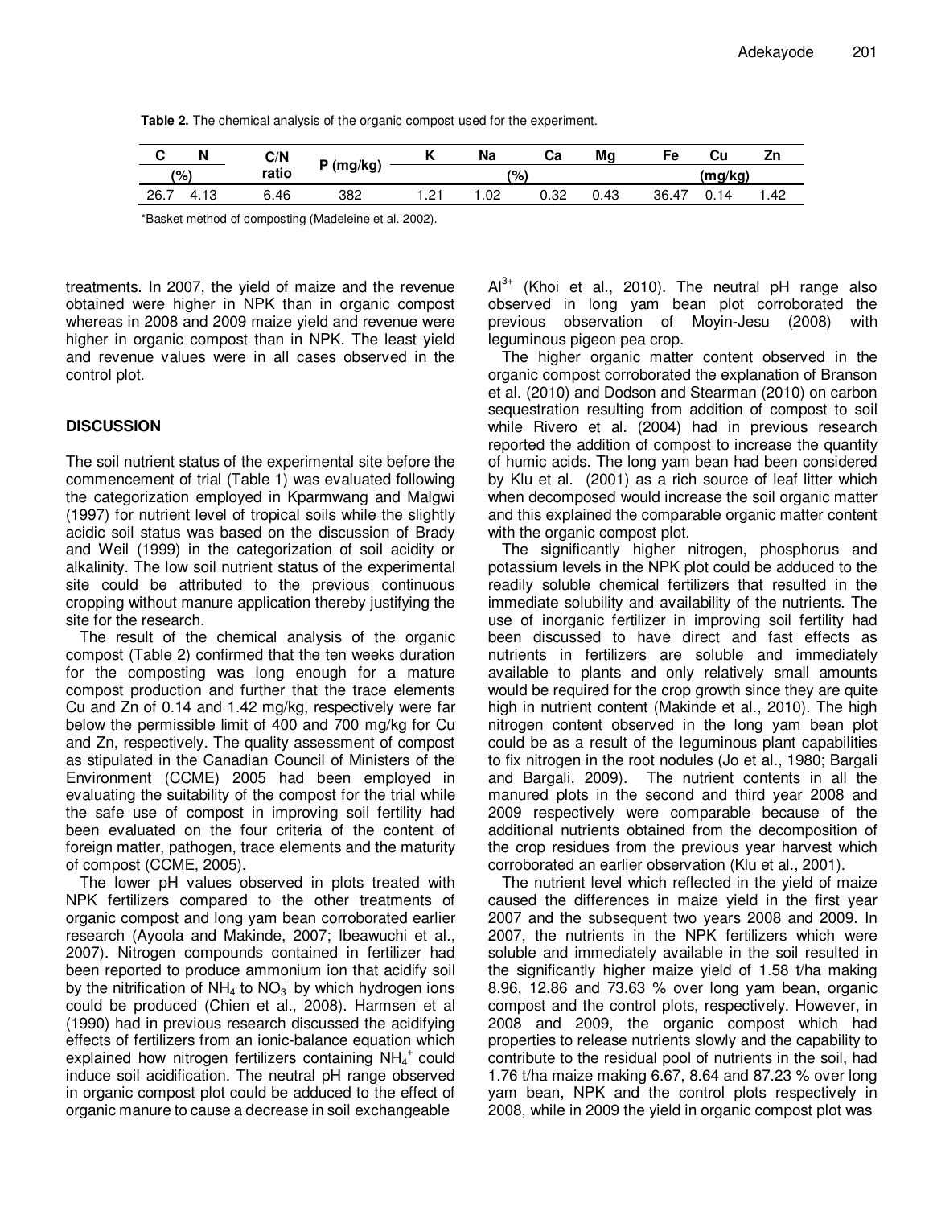**Table 2.** The chemical analysis of the organic compost used for the experiment.

| C | N | C/N | P (mg/kg) | K | Na | Ca | Mg | Fe | Cu | Zn |
|---|---|---|---|---|---|---|---|---|---|---|
| (%) | | ratio | | (%) | | | | (mg/kg) | | |
| 26.7 | 4.13 | 6.46 | 382 | 1.21 | 1.02 | 0.32 | 0.43 | 36.47 | 0.14 | 1.42 |

*Basket method of composting (Madeleine et al. 2002).

treatments. In 2007, the yield of maize and the revenue obtained were higher in NPK than in organic compost whereas in 2008 and 2009 maize yield and revenue were higher in organic compost than in NPK. The least yield and revenue values were in all cases observed in the control plot.

## DISCUSSION

The soil nutrient status of the experimental site before the commencement of trial (Table 1) was evaluated following the categorization employed in Kparmwang and Malgwi (1997) for nutrient level of tropical soils while the slightly acidic soil status was based on the discussion of Brady and Weil (1999) in the categorization of soil acidity or alkalinity. The low soil nutrient status of the experimental site could be attributed to the previous continuous cropping without manure application thereby justifying the site for the research.

The result of the chemical analysis of the organic compost (Table 2) confirmed that the ten weeks duration for the composting was long enough for a mature compost production and further that the trace elements Cu and Zn of 0.14 and 1.42 mg/kg, respectively were far below the permissible limit of 400 and 700 mg/kg for Cu and Zn, respectively. The quality assessment of compost as stipulated in the Canadian Council of Ministers of the Environment (CCME) 2005 had been employed in evaluating the suitability of the compost for the trial while the safe use of compost in improving soil fertility had been evaluated on the four criteria of the content of foreign matter, pathogen, trace elements and the maturity of compost (CCME, 2005).

The lower pH values observed in plots treated with NPK fertilizers compared to the other treatments of organic compost and long yam bean corroborated earlier research (Ayoola and Makinde, 2007; Ibeawuchi et al., 2007). Nitrogen compounds contained in fertilizer had been reported to produce ammonium ion that acidify soil by the nitrification of $NH_4$ to $NO_3^-$ by which hydrogen ions could be produced (Chien et al., 2008). Harmsen et al (1990) had in previous research discussed the acidifying effects of fertilizers from an ionic-balance equation which explained how nitrogen fertilizers containing $NH_4^+$ could induce soil acidification. The neutral pH range observed in organic compost plot could be adduced to the effect of organic manure to cause a decrease in soil exchangeable $Al^{3+}$ (Khoi et al., 2010). The neutral pH range also observed in long yam bean plot corroborated the previous observation of Moyin-Jesu (2008) with leguminous pigeon pea crop.

The higher organic matter content observed in the organic compost corroborated the explanation of Branson et al. (2010) and Dodson and Stearman (2010) on carbon sequestration resulting from addition of compost to soil while Rivero et al. (2004) had in previous research reported the addition of compost to increase the quantity of humic acids. The long yam bean had been considered by Klu et al. (2001) as a rich source of leaf litter which when decomposed would increase the soil organic matter and this explained the comparable organic matter content with the organic compost plot.

The significantly higher nitrogen, phosphorus and potassium levels in the NPK plot could be adduced to the readily soluble chemical fertilizers that resulted in the immediate solubility and availability of the nutrients. The use of inorganic fertilizer in improving soil fertility had been discussed to have direct and fast effects as nutrients in fertilizers are soluble and immediately available to plants and only relatively small amounts would be required for the crop growth since they are quite high in nutrient content (Makinde et al., 2010). The high nitrogen content observed in the long yam bean plot could be as a result of the leguminous plant capabilities to fix nitrogen in the root nodules (Jo et al., 1980; Bargali and Bargali, 2009). The nutrient contents in all the manured plots in the second and third year 2008 and 2009 respectively were comparable because of the additional nutrients obtained from the decomposition of the crop residues from the previous year harvest which corroborated an earlier observation (Klu et al., 2001).

The nutrient level which reflected in the yield of maize caused the differences in maize yield in the first year 2007 and the subsequent two years 2008 and 2009. In 2007, the nutrients in the NPK fertilizers which were soluble and immediately available in the soil resulted in the significantly higher maize yield of 1.58 t/ha making 8.96, 12.86 and 73.63 % over long yam bean, organic compost and the control plots, respectively. However, in 2008 and 2009, the organic compost which had properties to release nutrients slowly and the capability to contribute to the residual pool of nutrients in the soil, had 1.76 t/ha maize making 6.67, 8.64 and 87.23 % over long yam bean, NPK and the control plots respectively in 2008, while in 2009 the yield in organic compost plot was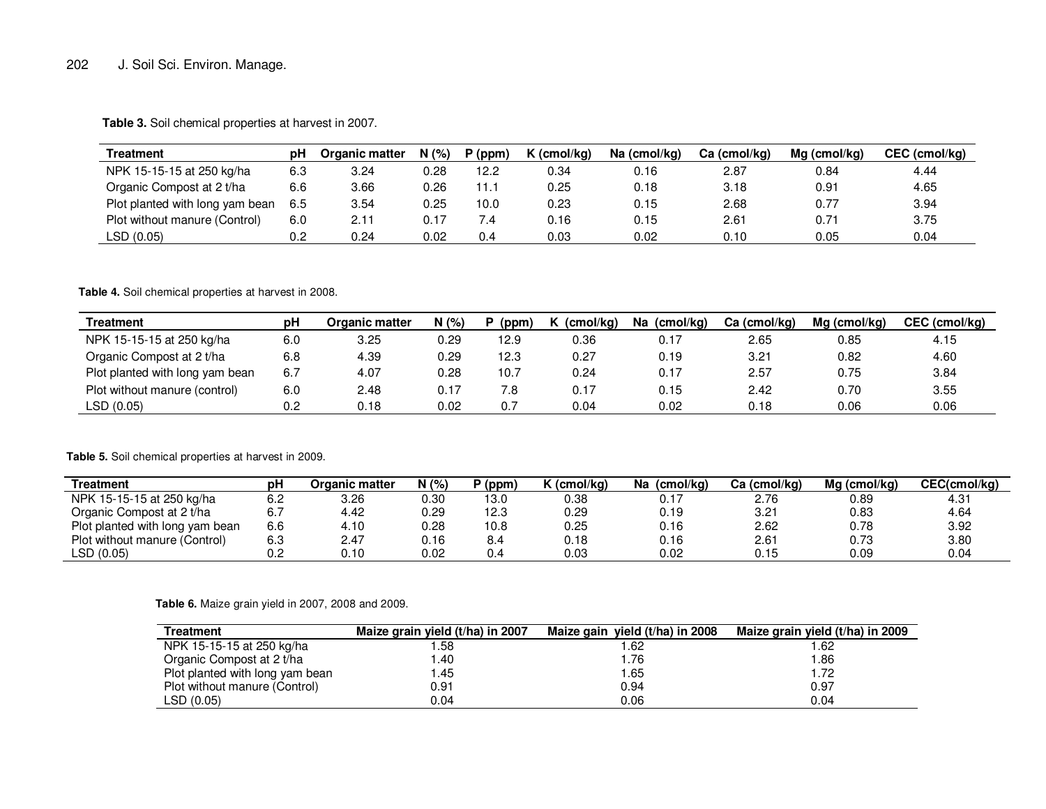**Table 3.** Soil chemical properties at harvest in 2007.

| Treatment | pH | Organic matter | N (%) | P (ppm) | K (cmol/kg) | Na (cmol/kg) | Ca (cmol/kg) | Mg (cmol/kg) | CEC (cmol/kg) |
|---|---|---|---|---|---|---|---|---|---|
| NPK 15-15-15 at 250 kg/ha | 6.3 | 3.24 | 0.28 | 12.2 | 0.34 | 0.16 | 2.87 | 0.84 | 4.44 |
| Organic Compost at 2 t/ha | 6.6 | 3.66 | 0.26 | 11.1 | 0.25 | 0.18 | 3.18 | 0.91 | 4.65 |
| Plot planted with long yam bean | 6.5 | 3.54 | 0.25 | 10.0 | 0.23 | 0.15 | 2.68 | 0.77 | 3.94 |
| Plot without manure (Control) | 6.0 | 2.11 | 0.17 | 7.4 | 0.16 | 0.15 | 2.61 | 0.71 | 3.75 |
| LSD (0.05) | 0.2 | 0.24 | 0.02 | 0.4 | 0.03 | 0.02 | 0.10 | 0.05 | 0.04 |

**Table 4.** Soil chemical properties at harvest in 2008.

| Treatment | pH | Organic matter | N (%) | P (ppm) | K (cmol/kg) | Na (cmol/kg) | Ca (cmol/kg) | Mg (cmol/kg) | CEC (cmol/kg) |
|---|---|---|---|---|---|---|---|---|---|
| NPK 15-15-15 at 250 kg/ha | 6.0 | 3.25 | 0.29 | 12.9 | 0.36 | 0.17 | 2.65 | 0.85 | 4.15 |
| Organic Compost at 2 t/ha | 6.8 | 4.39 | 0.29 | 12.3 | 0.27 | 0.19 | 3.21 | 0.82 | 4.60 |
| Plot planted with long yam bean | 6.7 | 4.07 | 0.28 | 10.7 | 0.24 | 0.17 | 2.57 | 0.75 | 3.84 |
| Plot without manure (control) | 6.0 | 2.48 | 0.17 | 7.8 | 0.17 | 0.15 | 2.42 | 0.70 | 3.55 |
| LSD (0.05) | 0.2 | 0.18 | 0.02 | 0.7 | 0.04 | 0.02 | 0.18 | 0.06 | 0.06 |

**Table 5.** Soil chemical properties at harvest in 2009.

| Treatment | pH | Organic matter | N (%) | P (ppm) | K (cmol/kg) | Na (cmol/kg) | Ca (cmol/kg) | Mg (cmol/kg) | CEC(cmol/kg) |
|---|---|---|---|---|---|---|---|---|---|
| NPK 15-15-15 at 250 kg/ha | 6.2 | 3.26 | 0.30 | 13.0 | 0.38 | 0.17 | 2.76 | 0.89 | 4.31 |
| Organic Compost at 2 t/ha | 6.7 | 4.42 | 0.29 | 12.3 | 0.29 | 0.19 | 3.21 | 0.83 | 4.64 |
| Plot planted with long yam bean | 6.6 | 4.10 | 0.28 | 10.8 | 0.25 | 0.16 | 2.62 | 0.78 | 3.92 |
| Plot without manure (Control) | 6.3 | 2.47 | 0.16 | 8.4 | 0.18 | 0.16 | 2.61 | 0.73 | 3.80 |
| LSD (0.05) | 0.2 | 0.10 | 0.02 | 0.4 | 0.03 | 0.02 | 0.15 | 0.09 | 0.04 |

**Table 6.** Maize grain yield in 2007, 2008 and 2009.

| Treatment | Maize grain yield (t/ha) in 2007 | Maize gain yield (t/ha) in 2008 | Maize grain yield (t/ha) in 2009 |
|---|---|---|---|
| NPK 15-15-15 at 250 kg/ha | 1.58 | 1.62 | 1.62 |
| Organic Compost at 2 t/ha | 1.40 | 1.76 | 1.86 |
| Plot planted with long yam bean | 1.45 | 1.65 | 1.72 |
| Plot without manure (Control) | 0.91 | 0.94 | 0.97 |
| LSD (0.05) | 0.04 | 0.06 | 0.04 |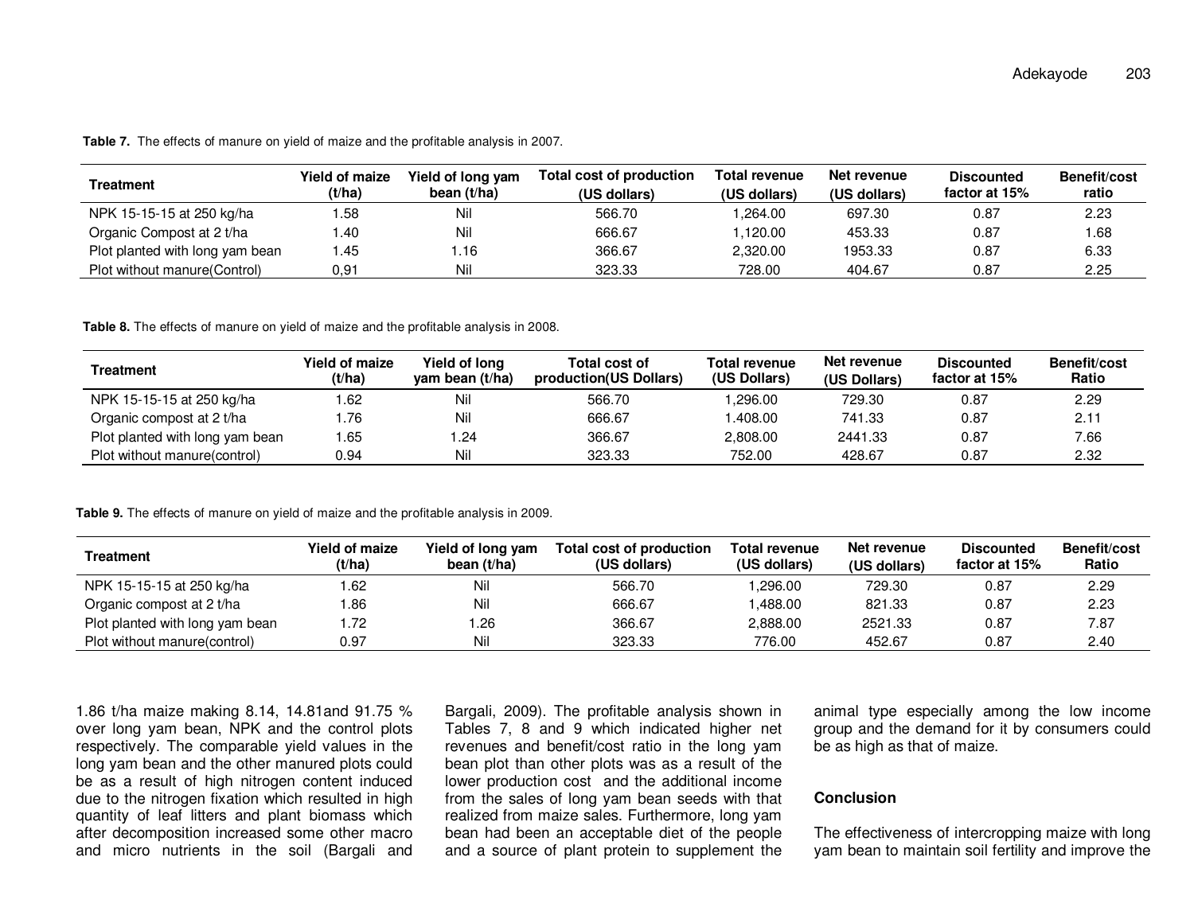**Table 7.** The effects of manure on yield of maize and the profitable analysis in 2007.

| Treatment | Yield of maize (t/ha) | Yield of long yam bean (t/ha) | Total cost of production (US dollars) | Total revenue (US dollars) | Net revenue (US dollars) | Discounted factor at 15% | Benefit/cost ratio |
|---|---|---|---|---|---|---|---|
| NPK 15-15-15 at 250 kg/ha | 1.58 | Nil | 566.70 | 1,264.00 | 697.30 | 0.87 | 2.23 |
| Organic Compost at 2 t/ha | 1.40 | Nil | 666.67 | 1,120.00 | 453.33 | 0.87 | 1.68 |
| Plot planted with long yam bean | 1.45 | 1.16 | 366.67 | 2,320.00 | 1953.33 | 0.87 | 6.33 |
| Plot without manure(Control) | 0,91 | Nil | 323.33 | 728.00 | 404.67 | 0.87 | 2.25 |

**Table 8.** The effects of manure on yield of maize and the profitable analysis in 2008.

| Treatment | Yield of maize (t/ha) | Yield of long yam bean (t/ha) | Total cost of production(US Dollars) | Total revenue (US Dollars) | Net revenue (US Dollars) | Discounted factor at 15% | Benefit/cost Ratio |
|---|---|---|---|---|---|---|---|
| NPK 15-15-15 at 250 kg/ha | 1.62 | Nil | 566.70 | 1,296.00 | 729.30 | 0.87 | 2.29 |
| Organic compost at 2 t/ha | 1.76 | Nil | 666.67 | 1.408.00 | 741.33 | 0.87 | 2.11 |
| Plot planted with long yam bean | 1.65 | 1.24 | 366.67 | 2,808.00 | 2441.33 | 0.87 | 7.66 |
| Plot without manure(control) | 0.94 | Nil | 323.33 | 752.00 | 428.67 | 0.87 | 2.32 |

**Table 9.** The effects of manure on yield of maize and the profitable analysis in 2009.

| Treatment | Yield of maize (t/ha) | Yield of long yam bean (t/ha) | Total cost of production (US dollars) | Total revenue (US dollars) | Net revenue (US dollars) | Discounted factor at 15% | Benefit/cost Ratio |
|---|---|---|---|---|---|---|---|
| NPK 15-15-15 at 250 kg/ha | 1.62 | Nil | 566.70 | 1,296.00 | 729.30 | 0.87 | 2.29 |
| Organic compost at 2 t/ha | 1.86 | Nil | 666.67 | 1,488.00 | 821.33 | 0.87 | 2.23 |
| Plot planted with long yam bean | 1.72 | 1.26 | 366.67 | 2,888.00 | 2521.33 | 0.87 | 7.87 |
| Plot without manure(control) | 0.97 | Nil | 323.33 | 776.00 | 452.67 | 0.87 | 2.40 |

1.86 t/ha maize making 8.14, 14.81and 91.75 % over long yam bean, NPK and the control plots respectively. The comparable yield values in the long yam bean and the other manured plots could be as a result of high nitrogen content induced due to the nitrogen fixation which resulted in high quantity of leaf litters and plant biomass which after decomposition increased some other macro and micro nutrients in the soil (Bargali and Bargali, 2009). The profitable analysis shown in Tables 7, 8 and 9 which indicated higher net revenues and benefit/cost ratio in the long yam bean plot than other plots was as a result of the lower production cost and the additional income from the sales of long yam bean seeds with that realized from maize sales. Furthermore, long yam bean had been an acceptable diet of the people and a source of plant protein to supplement the animal type especially among the low income group and the demand for it by consumers could be as high as that of maize.

## Conclusion

The effectiveness of intercropping maize with long yam bean to maintain soil fertility and improve the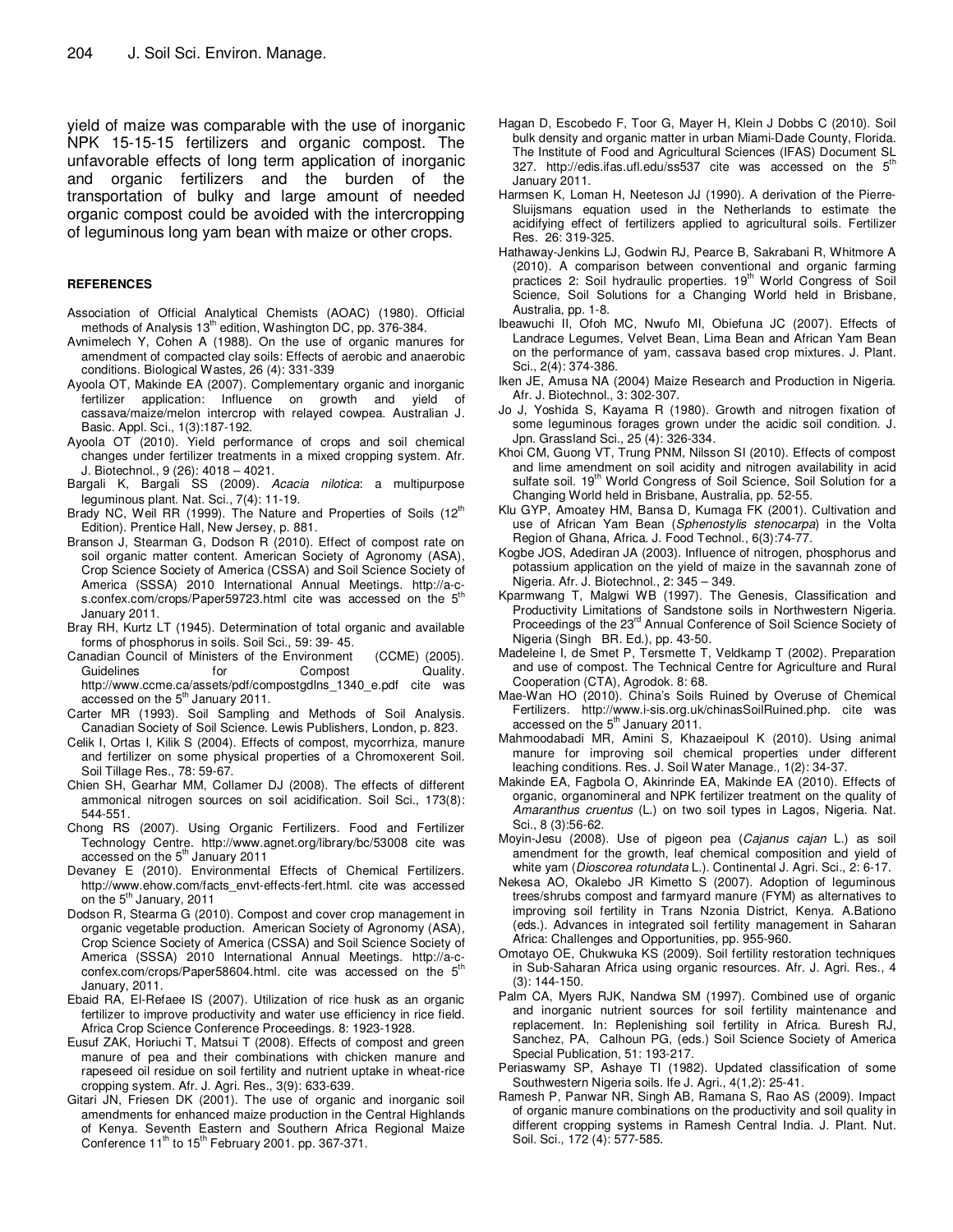yield of maize was comparable with the use of inorganic NPK 15-15-15 fertilizers and organic compost. The unfavorable effects of long term application of inorganic and organic fertilizers and the burden of the transportation of bulky and large amount of needed organic compost could be avoided with the intercropping of leguminous long yam bean with maize or other crops.

## REFERENCES

Association of Official Analytical Chemists (AOAC) (1980). Official methods of Analysis 13th edition, Washington DC, pp. 376-384.

Avnimelech Y, Cohen A (1988). On the use of organic manures for amendment of compacted clay soils: Effects of aerobic and anaerobic conditions. Biological Wastes, 26 (4): 331-339

Ayoola OT, Makinde EA (2007). Complementary organic and inorganic fertilizer application: Influence on growth and yield of cassava/maize/melon intercrop with relayed cowpea. Australian J. Basic. Appl. Sci., 1(3):187-192.

Ayoola OT (2010). Yield performance of crops and soil chemical changes under fertilizer treatments in a mixed cropping system. Afr. J. Biotechnol., 9 (26): 4018 – 4021.

Bargali K, Bargali SS (2009). *Acacia nilotica*: a multipurpose leguminous plant. Nat. Sci., 7(4): 11-19.

Brady NC, Weil RR (1999). The Nature and Properties of Soils (12th Edition). Prentice Hall, New Jersey, p. 881.

Branson J, Stearman G, Dodson R (2010). Effect of compost rate on soil organic matter content. American Society of Agronomy (ASA), Crop Science Society of America (CSSA) and Soil Science Society of America (SSSA) 2010 International Annual Meetings. http://a-c-s.confex.com/crops/Paper59723.html cite was accessed on the 5th January 2011.

Bray RH, Kurtz LT (1945). Determination of total organic and available forms of phosphorus in soils. Soil Sci., 59: 39- 45.

Canadian Council of Ministers of the Environment (CCME) (2005). Guidelines for Compost Quality. http://www.ccme.ca/assets/pdf/compostgdlns_1340_e.pdf cite was accessed on the 5th January 2011.

Carter MR (1993). Soil Sampling and Methods of Soil Analysis. Canadian Society of Soil Science. Lewis Publishers, London, p. 823.

Celik I, Ortas I, Kilik S (2004). Effects of compost, mycorrhiza, manure and fertilizer on some physical properties of a Chromoxerent Soil. Soil Tillage Res., 78: 59-67.

Chien SH, Gearhar MM, Collamer DJ (2008). The effects of different ammonical nitrogen sources on soil acidification. Soil Sci., 173(8): 544-551.

Chong RS (2007). Using Organic Fertilizers. Food and Fertilizer Technology Centre. http://www.agnet.org/library/bc/53008 cite was accessed on the 5th January 2011

Devaney E (2010). Environmental Effects of Chemical Fertilizers. http://www.ehow.com/facts_envt-effects-fert.html. cite was accessed on the 5th January, 2011

Dodson R, Stearma G (2010). Compost and cover crop management in organic vegetable production. American Society of Agronomy (ASA), Crop Science Society of America (CSSA) and Soil Science Society of America (SSSA) 2010 International Annual Meetings. http://a-c-confex.com/crops/Paper58604.html. cite was accessed on the 5th January, 2011.

Ebaid RA, El-Refaee IS (2007). Utilization of rice husk as an organic fertilizer to improve productivity and water use efficiency in rice field. Africa Crop Science Conference Proceedings. 8: 1923-1928.

Eusuf ZAK, Horiuchi T, Matsui T (2008). Effects of compost and green manure of pea and their combinations with chicken manure and rapeseed oil residue on soil fertility and nutrient uptake in wheat-rice cropping system. Afr. J. Agri. Res., 3(9): 633-639.

Gitari JN, Friesen DK (2001). The use of organic and inorganic soil amendments for enhanced maize production in the Central Highlands of Kenya. Seventh Eastern and Southern Africa Regional Maize Conference 11th to 15th February 2001. pp. 367-371.

Hagan D, Escobedo F, Toor G, Mayer H, Klein J Dobbs C (2010). Soil bulk density and organic matter in urban Miami-Dade County, Florida. The Institute of Food and Agricultural Sciences (IFAS) Document SL 327. http://edis.ifas.ufl.edu/ss537 cite was accessed on the 5th January 2011.

Harmsen K, Loman H, Neeteson JJ (1990). A derivation of the Pierre-Sluijsmans equation used in the Netherlands to estimate the acidifying effect of fertilizers applied to agricultural soils. Fertilizer Res. 26: 319-325.

Hathaway-Jenkins LJ, Godwin RJ, Pearce B, Sakrabani R, Whitmore A (2010). A comparison between conventional and organic farming practices 2: Soil hydraulic properties. 19th World Congress of Soil Science, Soil Solutions for a Changing World held in Brisbane, Australia, pp. 1-8.

Ibeawuchi II, Ofoh MC, Nwufo MI, Obiefuna JC (2007). Effects of Landrace Legumes, Velvet Bean, Lima Bean and African Yam Bean on the performance of yam, cassava based crop mixtures. J. Plant. Sci., 2(4): 374-386.

Iken JE, Amusa NA (2004) Maize Research and Production in Nigeria. Afr. J. Biotechnol., 3: 302-307.

Jo J, Yoshida S, Kayama R (1980). Growth and nitrogen fixation of some leguminous forages grown under the acidic soil condition. J. Jpn. Grassland Sci., 25 (4): 326-334.

Khoi CM, Guong VT, Trung PNM, Nilsson SI (2010). Effects of compost and lime amendment on soil acidity and nitrogen availability in acid sulfate soil. 19th World Congress of Soil Science, Soil Solution for a Changing World held in Brisbane, Australia, pp. 52-55.

Klu GYP, Amoatey HM, Bansa D, Kumaga FK (2001). Cultivation and use of African Yam Bean (*Sphenostylis stenocarpa*) in the Volta Region of Ghana, Africa. J. Food Technol., 6(3):74-77.

Kogbe JOS, Adediran JA (2003). Influence of nitrogen, phosphorus and potassium application on the yield of maize in the savannah zone of Nigeria. Afr. J. Biotechnol., 2: 345 – 349.

Kparmwang T, Malgwi WB (1997). The Genesis, Classification and Productivity Limitations of Sandstone soils in Northwestern Nigeria. Proceedings of the 23rd Annual Conference of Soil Science Society of Nigeria (Singh BR. Ed.), pp. 43-50.

Madeleine I, de Smet P, Tersmette T, Veldkamp T (2002). Preparation and use of compost. The Technical Centre for Agriculture and Rural Cooperation (CTA), Agrodok. 8: 68.

Mae-Wan HO (2010). China's Soils Ruined by Overuse of Chemical Fertilizers. http://www.i-sis.org.uk/chinasSoilRuined.php. cite was accessed on the 5th January 2011.

Mahmoodabadi MR, Amini S, Khazaeipoul K (2010). Using animal manure for improving soil chemical properties under different leaching conditions. Res. J. Soil Water Manage., 1(2): 34-37.

Makinde EA, Fagbola O, Akinrinde EA, Makinde EA (2010). Effects of organic, organomineral and NPK fertilizer treatment on the quality of *Amaranthus cruentus* (L.) on two soil types in Lagos, Nigeria. Nat. Sci., 8 (3):56-62.

Moyin-Jesu (2008). Use of pigeon pea (*Cajanus cajan* L.) as soil amendment for the growth, leaf chemical composition and yield of white yam (*Dioscorea rotundata* L.). Continental J. Agri. Sci., 2: 6-17.

Nekesa AO, Okalebo JR Kimetto S (2007). Adoption of leguminous trees/shrubs compost and farmyard manure (FYM) as alternatives to improving soil fertility in Trans Nzonia District, Kenya. A.Bationo (eds.). Advances in integrated soil fertility management in Saharan Africa: Challenges and Opportunities, pp. 955-960.

Omotayo OE, Chukwuka KS (2009). Soil fertility restoration techniques in Sub-Saharan Africa using organic resources. Afr. J. Agri. Res., 4 (3): 144-150.

Palm CA, Myers RJK, Nandwa SM (1997). Combined use of organic and inorganic nutrient sources for soil fertility maintenance and replacement. In: Replenishing soil fertility in Africa. Buresh RJ, Sanchez, PA, Calhoun PG, (eds.) Soil Science Society of America Special Publication, 51: 193-217.

Periaswamy SP, Ashaye TI (1982). Updated classification of some Southwestern Nigeria soils. Ife J. Agri., 4(1,2): 25-41.

Ramesh P, Panwar NR, Singh AB, Ramana S, Rao AS (2009). Impact of organic manure combinations on the productivity and soil quality in different cropping systems in Ramesh Central India. J. Plant. Nut. Soil. Sci., 172 (4): 577-585.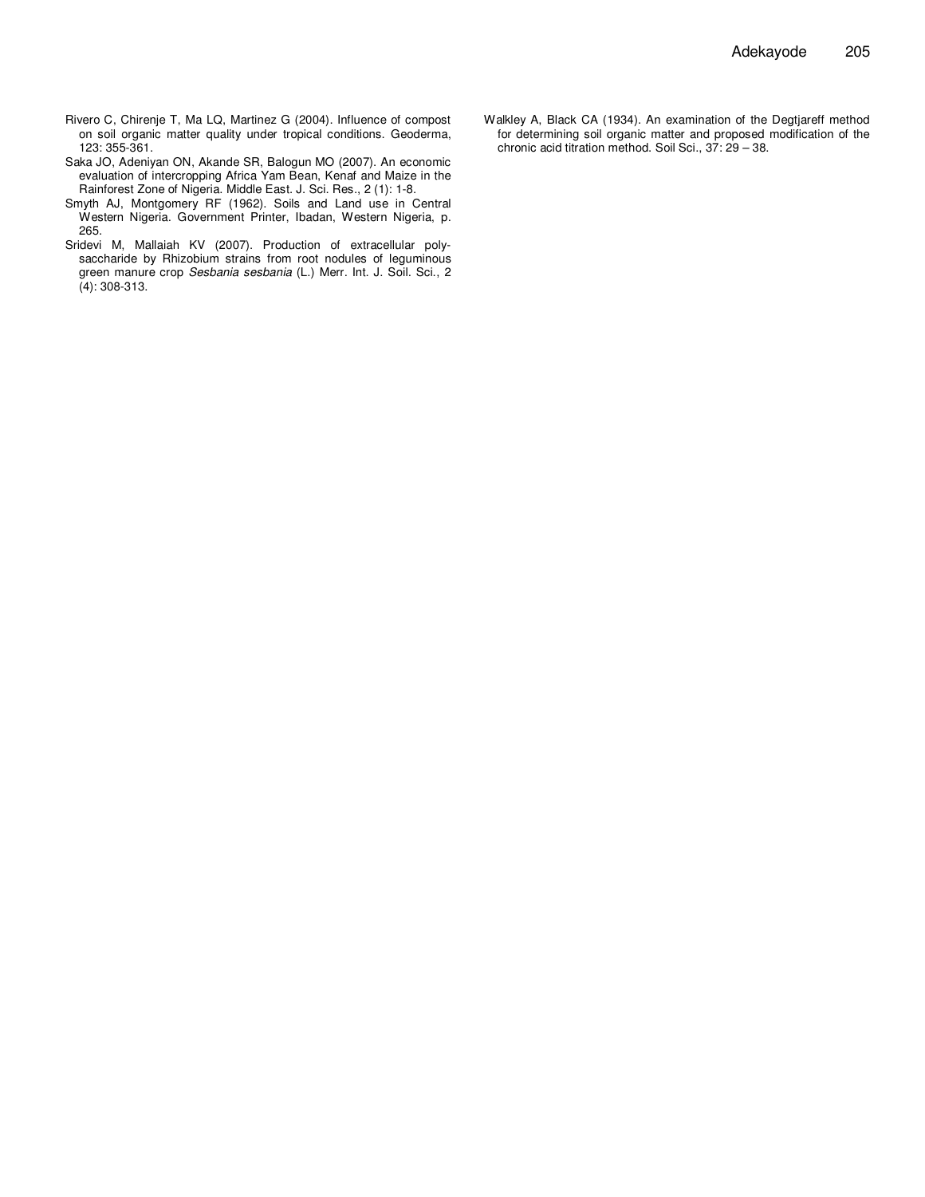Rivero C, Chirenje T, Ma LQ, Martinez G (2004). Influence of compost on soil organic matter quality under tropical conditions. Geoderma, 123: 355-361.

Saka JO, Adeniyan ON, Akande SR, Balogun MO (2007). An economic evaluation of intercropping Africa Yam Bean, Kenaf and Maize in the Rainforest Zone of Nigeria. Middle East. J. Sci. Res., 2 (1): 1-8.

Smyth AJ, Montgomery RF (1962). Soils and Land use in Central Western Nigeria. Government Printer, Ibadan, Western Nigeria, p. 265.

Sridevi M, Mallaiah KV (2007). Production of extracellular polysaccharide by Rhizobium strains from root nodules of leguminous green manure crop *Sesbania sesbania* (L.) Merr. Int. J. Soil. Sci., 2 (4): 308-313.

Walkley A, Black CA (1934). An examination of the Degtjareff method for determining soil organic matter and proposed modification of the chronic acid titration method. Soil Sci., 37: 29 – 38.